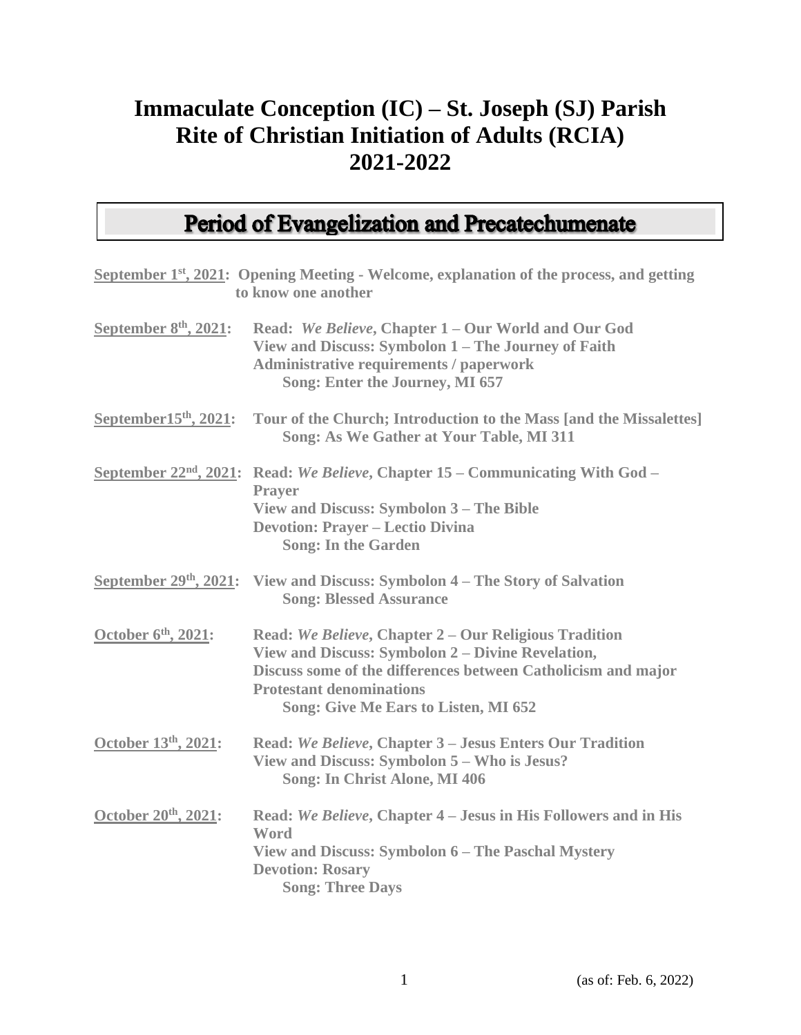# Immaculate Conception (IC) – St. Joseph (SJ) Parish
# Rite of Christian Initiation of Adults (RCIA)
# 2021-2022

## Period of Evangelization and Precatechumenate

**September 1st, 2021:** **Opening Meeting - Welcome, explanation of the process, and getting to know one another**

**September 8th, 2021:**
**Read: *We Believe*, Chapter 1 – Our World and Our God**
**View and Discuss: Symbolon 1 – The Journey of Faith**
**Administrative requirements / paperwork**
**Song: Enter the Journey, MI 657**

**September15th, 2021:**
**Tour of the Church; Introduction to the Mass [and the Missalettes]**
**Song: As We Gather at Your Table, MI 311**

**September 22nd, 2021:**
**Read: *We Believe*, Chapter 15 – Communicating With God – Prayer**
**View and Discuss: Symbolon 3 – The Bible**
**Devotion: Prayer – Lectio Divina**
**Song: In the Garden**

**September 29th, 2021:**
**View and Discuss: Symbolon 4 – The Story of Salvation**
**Song: Blessed Assurance**

**October 6th, 2021:**
**Read: *We Believe*, Chapter 2 – Our Religious Tradition**
**View and Discuss: Symbolon 2 – Divine Revelation,**
**Discuss some of the differences between Catholicism and major Protestant denominations**
**Song: Give Me Ears to Listen, MI 652**

**October 13th, 2021:**
**Read: *We Believe*, Chapter 3 – Jesus Enters Our Tradition**
**View and Discuss: Symbolon 5 – Who is Jesus?**
**Song: In Christ Alone, MI 406**

**October 20th, 2021:**
**Read: *We Believe*, Chapter 4 – Jesus in His Followers and in His Word**
**View and Discuss: Symbolon 6 – The Paschal Mystery**
**Devotion: Rosary**
**Song: Three Days**

(as of: Feb. 6, 2022)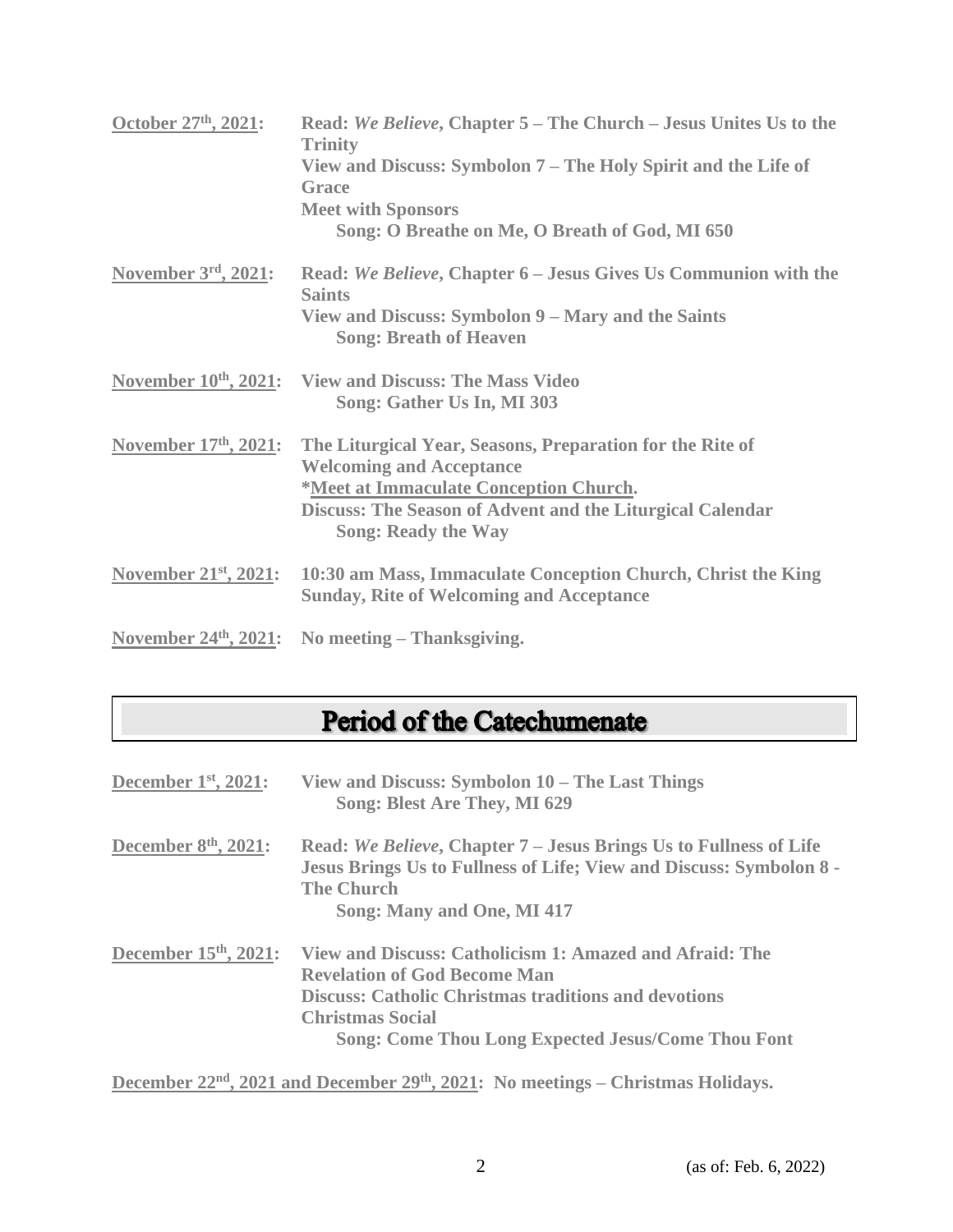**October 27th, 2021:** Read: *We Believe*, Chapter 5 – The Church – Jesus Unites Us to the Trinity
View and Discuss: Symbolon 7 – The Holy Spirit and the Life of Grace
Meet with Sponsors
Song: O Breathe on Me, O Breath of God, MI 650

**November 3rd, 2021:** Read: *We Believe*, Chapter 6 – Jesus Gives Us Communion with the Saints
View and Discuss: Symbolon 9 – Mary and the Saints
Song: Breath of Heaven

**November 10th, 2021:** View and Discuss: The Mass Video
Song: Gather Us In, MI 303

**November 17th, 2021:** The Liturgical Year, Seasons, Preparation for the Rite of Welcoming and Acceptance
*Meet at Immaculate Conception Church.
Discuss: The Season of Advent and the Liturgical Calendar
Song: Ready the Way

**November 21st, 2021:** 10:30 am Mass, Immaculate Conception Church, Christ the King Sunday, Rite of Welcoming and Acceptance

**November 24th, 2021:** No meeting – Thanksgiving.

## Period of the Catechumenate

**December 1st, 2021:** View and Discuss: Symbolon 10 – The Last Things
Song: Blest Are They, MI 629

**December 8th, 2021:** Read: *We Believe*, Chapter 7 – Jesus Brings Us to Fullness of Life Jesus Brings Us to Fullness of Life; View and Discuss: Symbolon 8 - The Church
Song: Many and One, MI 417

**December 15th, 2021:** View and Discuss: Catholicism 1: Amazed and Afraid: The Revelation of God Become Man
Discuss: Catholic Christmas traditions and devotions
Christmas Social
Song: Come Thou Long Expected Jesus/Come Thou Font

**December 22nd, 2021 and December 29th, 2021:** No meetings – Christmas Holidays.

(as of: Feb. 6, 2022)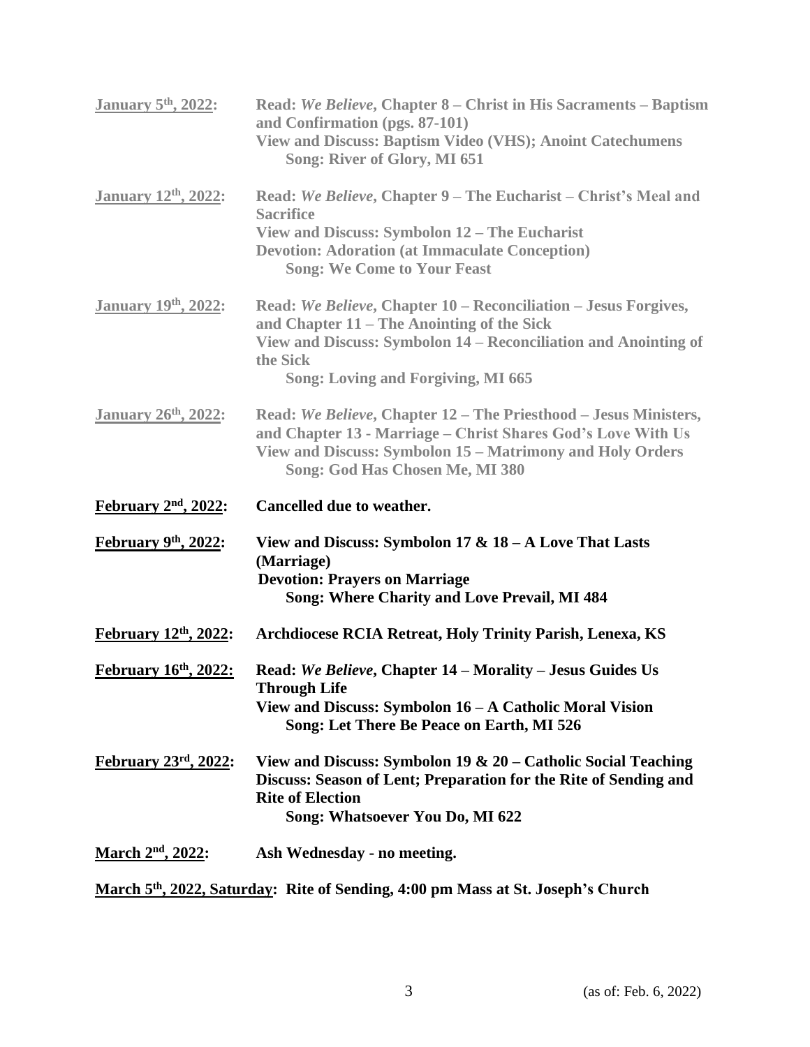**<u>January 5th, 2022</u>:** **Read: *We Believe*, Chapter 8 – Christ in His Sacraments – Baptism and Confirmation (pgs. 87-101)**
**View and Discuss: Baptism Video (VHS); Anoint Catechumens**
**Song: River of Glory, MI 651**

**<u>January 12th, 2022</u>:** **Read: *We Believe*, Chapter 9 – The Eucharist – Christ's Meal and Sacrifice**
**View and Discuss: Symbolon 12 – The Eucharist**
**Devotion: Adoration (at Immaculate Conception)**
**Song: We Come to Your Feast**

**<u>January 19th, 2022</u>:** **Read: *We Believe*, Chapter 10 – Reconciliation – Jesus Forgives, and Chapter 11 – The Anointing of the Sick**
**View and Discuss: Symbolon 14 – Reconciliation and Anointing of the Sick**
**Song: Loving and Forgiving, MI 665**

**<u>January 26th, 2022</u>:** **Read: *We Believe*, Chapter 12 – The Priesthood – Jesus Ministers, and Chapter 13 - Marriage – Christ Shares God's Love With Us**
**View and Discuss: Symbolon 15 – Matrimony and Holy Orders**
**Song: God Has Chosen Me, MI 380**

**<u>February 2nd, 2022</u>:** **Cancelled due to weather.**

**<u>February 9th, 2022</u>:** **View and Discuss: Symbolon 17 & 18 – A Love That Lasts (Marriage)**
**Devotion: Prayers on Marriage**
**Song: Where Charity and Love Prevail, MI 484**

**<u>February 12th, 2022</u>:** **Archdiocese RCIA Retreat, Holy Trinity Parish, Lenexa, KS**

**<u>February 16th, 2022:</u>** **Read: *We Believe*, Chapter 14 – Morality – Jesus Guides Us Through Life**
**View and Discuss: Symbolon 16 – A Catholic Moral Vision**
**Song: Let There Be Peace on Earth, MI 526**

**<u>February 23rd, 2022:</u>** **View and Discuss: Symbolon 19 & 20 – Catholic Social Teaching**
**Discuss: Season of Lent; Preparation for the Rite of Sending and Rite of Election**
**Song: Whatsoever You Do, MI 622**

**<u>March 2nd, 2022</u>:** **Ash Wednesday - no meeting.**

**<u>March 5th, 2022, Saturday</u>: Rite of Sending, 4:00 pm Mass at St. Joseph's Church**

(as of: Feb. 6, 2022)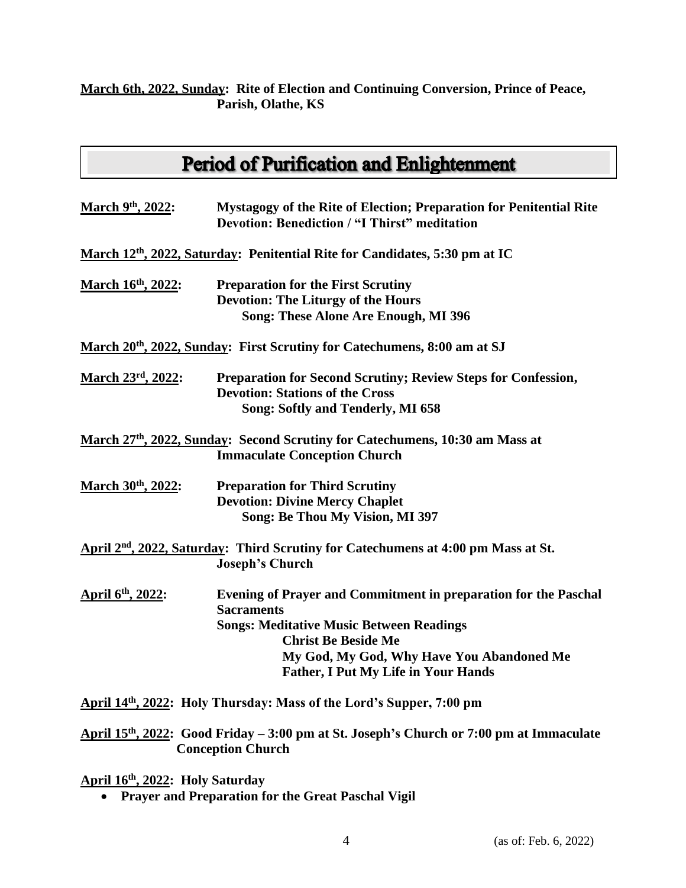**March 6th, 2022, Sunday: Rite of Election and Continuing Conversion, Prince of Peace, Parish, Olathe, KS**

## Period of Purification and Enlightenment

**March 9th, 2022:** **Mystagogy of the Rite of Election; Preparation for Penitential Rite**
**Devotion: Benediction / "I Thirst" meditation**

**March 12th, 2022, Saturday: Penitential Rite for Candidates, 5:30 pm at IC**

**March 16th, 2022:** **Preparation for the First Scrutiny**
**Devotion: The Liturgy of the Hours**
**Song: These Alone Are Enough, MI 396**

**March 20th, 2022, Sunday: First Scrutiny for Catechumens, 8:00 am at SJ**

**March 23rd, 2022:** **Preparation for Second Scrutiny; Review Steps for Confession,**
**Devotion: Stations of the Cross**
**Song: Softly and Tenderly, MI 658**

**March 27th, 2022, Sunday: Second Scrutiny for Catechumens, 10:30 am Mass at Immaculate Conception Church**

**March 30th, 2022:** **Preparation for Third Scrutiny**
**Devotion: Divine Mercy Chaplet**
**Song: Be Thou My Vision, MI 397**

**April 2nd, 2022, Saturday: Third Scrutiny for Catechumens at 4:00 pm Mass at St. Joseph's Church**

**April 6th, 2022:** **Evening of Prayer and Commitment in preparation for the Paschal Sacraments**
**Songs: Meditative Music Between Readings**
**Christ Be Beside Me**
**My God, My God, Why Have You Abandoned Me**
**Father, I Put My Life in Your Hands**

**April 14th, 2022: Holy Thursday: Mass of the Lord's Supper, 7:00 pm**

**April 15th, 2022: Good Friday – 3:00 pm at St. Joseph's Church or 7:00 pm at Immaculate Conception Church**

**April 16th, 2022: Holy Saturday**

- **Prayer and Preparation for the Great Paschal Vigil**

(as of: Feb. 6, 2022)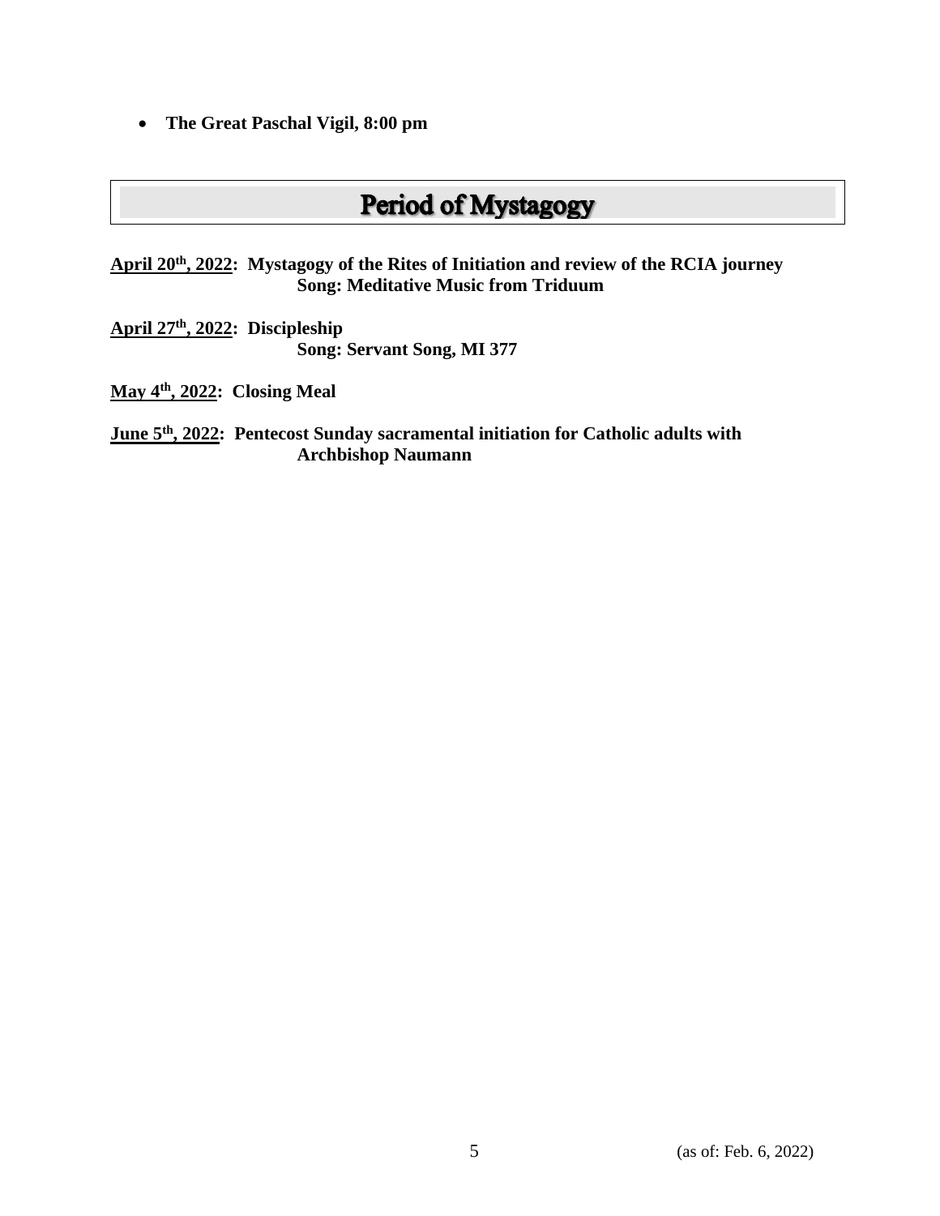- **The Great Paschal Vigil, 8:00 pm**

## Period of Mystagogy

**April 20th, 2022: Mystagogy of the Rites of Initiation and review of the RCIA journey**
**Song: Meditative Music from Triduum**

**April 27th, 2022: Discipleship**
**Song: Servant Song, MI 377**

**May 4th, 2022: Closing Meal**

**June 5th, 2022: Pentecost Sunday sacramental initiation for Catholic adults with Archbishop Naumann**

(as of: Feb. 6, 2022)